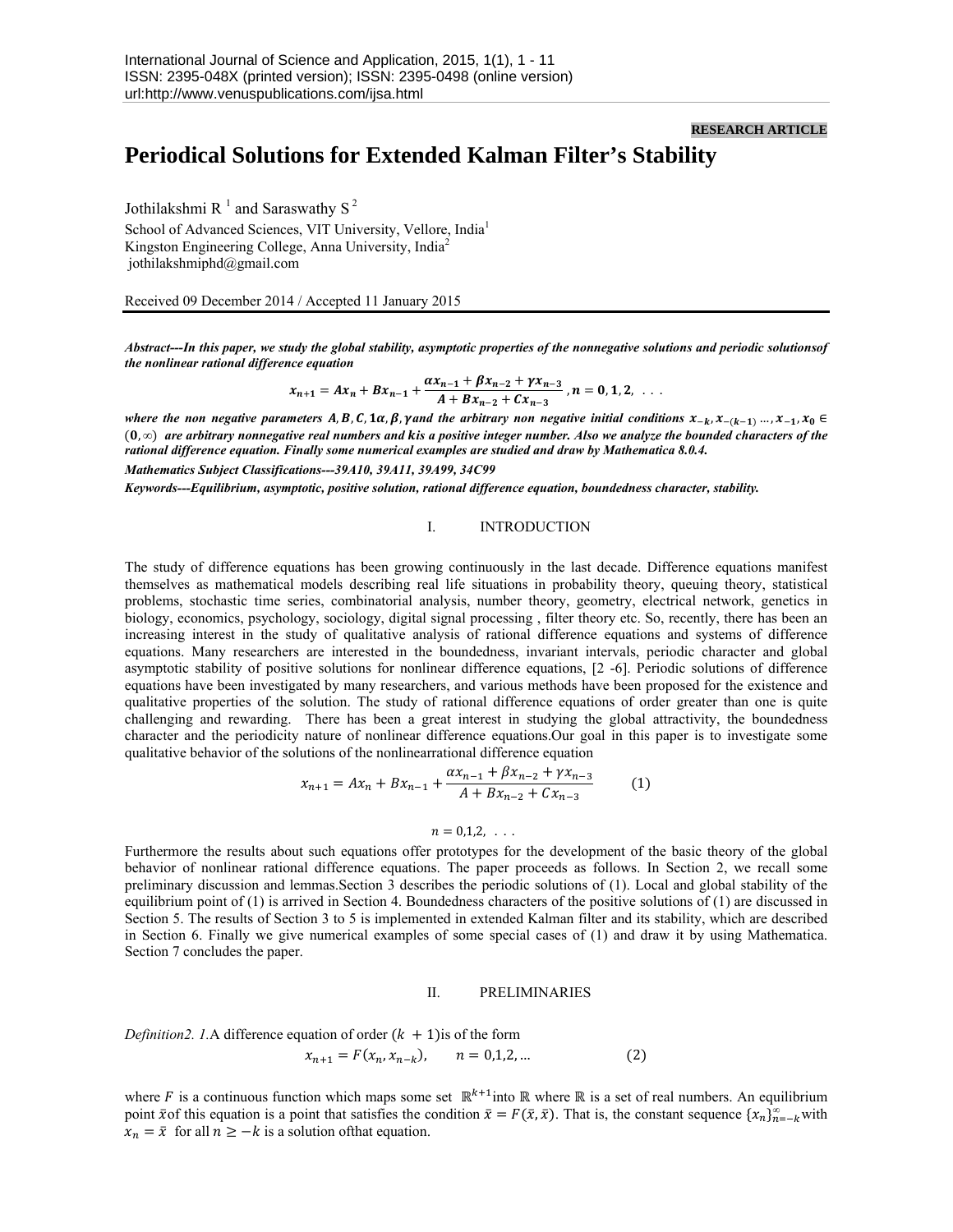RESEARCH ARTICLE

# Periodical Solutions for Extended Kalman Filter's Stability

Jothilakshmi R [1] and Saraswathy S [2]

School of Advanced Sciences, VIT University, Vellore, India[1]
Kingston Engineering College, Anna University, India[2]
jothilakshmiphd@gmail.com

Received 09 December 2014 / Accepted 11 January 2015

***Abstract---In this paper, we study the global stability, asymptotic properties of the nonnegative solutions and periodic solutionsof the nonlinear rational difference equation***

$$x_{n+1} = Ax_n + Bx_{n-1} + \frac{\alpha x_{n-1} + \beta x_{n-2} + \gamma x_{n-3}}{A + Bx_{n-2} + Cx_{n-3}}, n = 0, 1, 2, \ . \ . \ .$$

***where the non negative parameters $A, B, C, 1\alpha, \beta, \gamma$ and the arbitrary non negative initial conditions $x_{-k}, x_{-(k-1)} \ldots, x_{-1}, x_0 \in (0, \infty)$ are arbitrary nonnegative real numbers and $k$is a positive integer number. Also we analyze the bounded characters of the rational difference equation. Finally some numerical examples are studied and draw by Mathematica 8.0.4.***

***Mathematics Subject Classifications---39A10, 39A11, 39A99, 34C99***

***Keywords---Equilibrium, asymptotic, positive solution, rational difference equation, boundedness character, stability.***

## I. INTRODUCTION

The study of difference equations has been growing continuously in the last decade. Difference equations manifest themselves as mathematical models describing real life situations in probability theory, queuing theory, statistical problems, stochastic time series, combinatorial analysis, number theory, geometry, electrical network, genetics in biology, economics, psychology, sociology, digital signal processing , filter theory etc. So, recently, there has been an increasing interest in the study of qualitative analysis of rational difference equations and systems of difference equations. Many researchers are interested in the boundedness, invariant intervals, periodic character and global asymptotic stability of positive solutions for nonlinear difference equations, [2 -6]. Periodic solutions of difference equations have been investigated by many researchers, and various methods have been proposed for the existence and qualitative properties of the solution. The study of rational difference equations of order greater than one is quite challenging and rewarding. There has been a great interest in studying the global attractivity, the boundedness character and the periodicity nature of nonlinear difference equations.Our goal in this paper is to investigate some qualitative behavior of the solutions of the nonlinearrational difference equation

$$x_{n+1} = Ax_n + Bx_{n-1} + \frac{\alpha x_{n-1} + \beta x_{n-2} + \gamma x_{n-3}}{A + Bx_{n-2} + Cx_{n-3}} \qquad (1)$$

$$n = 0,1,2, \ . \ . \ .$$

Furthermore the results about such equations offer prototypes for the development of the basic theory of the global behavior of nonlinear rational difference equations. The paper proceeds as follows. In Section 2, we recall some preliminary discussion and lemmas.Section 3 describes the periodic solutions of (1). Local and global stability of the equilibrium point of (1) is arrived in Section 4. Boundedness characters of the positive solutions of (1) are discussed in Section 5. The results of Section 3 to 5 is implemented in extended Kalman filter and its stability, which are described in Section 6. Finally we give numerical examples of some special cases of (1) and draw it by using Mathematica. Section 7 concludes the paper.

## II. PRELIMINARIES

*Definition2. 1.*A difference equation of order $(k + 1)$is of the form

$$x_{n+1} = F(x_n, x_{n-k}), \qquad n = 0,1,2, \ldots \qquad (2)$$

where $F$ is a continuous function which maps some set $\mathbb{R}^{k+1}$into $\mathbb{R}$ where $\mathbb{R}$ is a set of real numbers. An equilibrium point $\bar{x}$of this equation is a point that satisfies the condition $\bar{x} = F(\bar{x}, \bar{x})$. That is, the constant sequence $\{x_n\}_{n=-k}^{\infty}$with $x_n = \bar{x}$ for all $n \geq -k$ is a solution ofthat equation.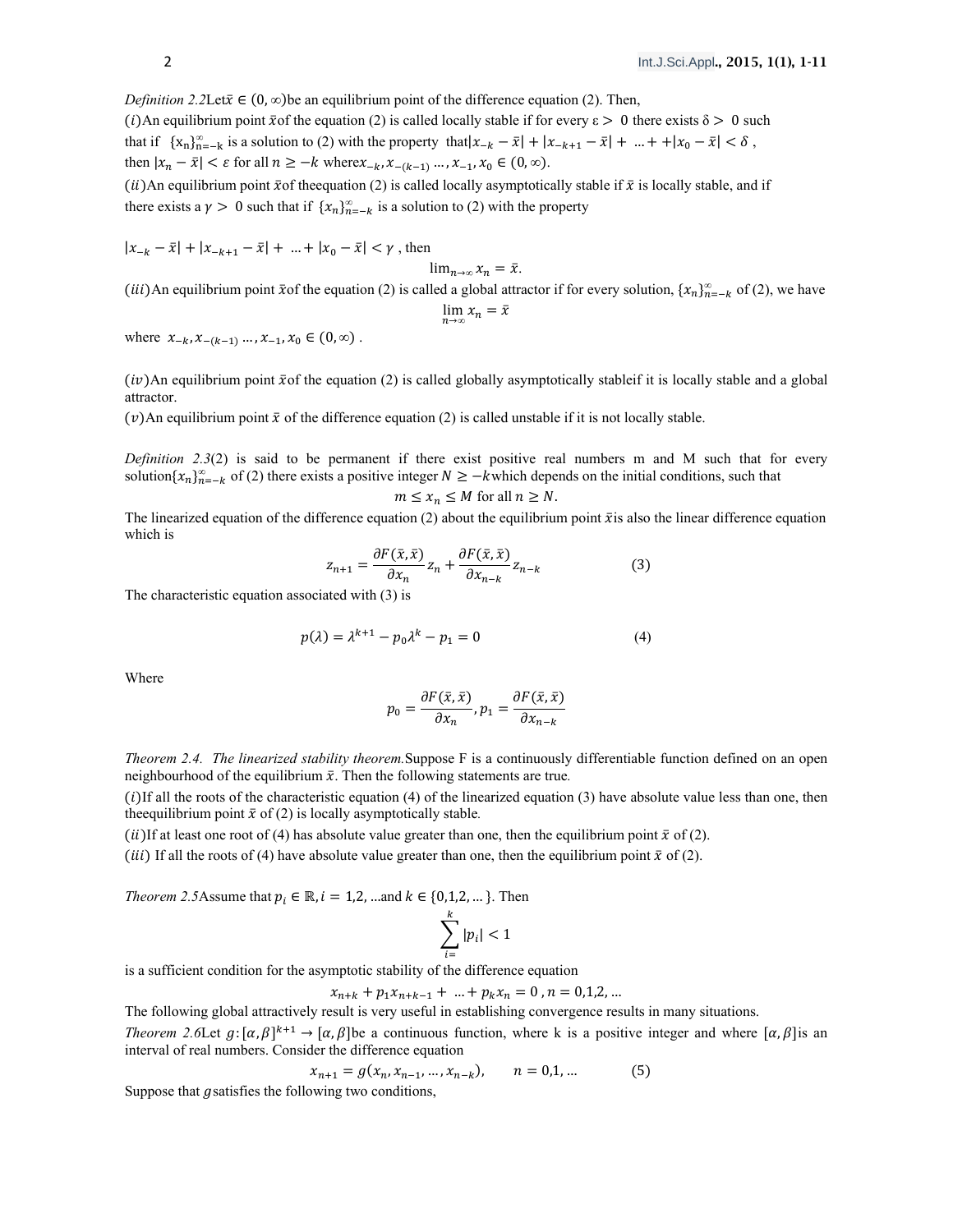*Definition 2.2*Let $\bar{x} \in (0, \infty)$be an equilibrium point of the difference equation (2). Then,

$(i)$An equilibrium point $\bar{x}$of the equation (2) is called locally stable if for every $\varepsilon > 0$ there exists $\delta > 0$ such that if $\{x_n\}_{n=-k}^{\infty}$ is a solution to (2) with the property that$|x_{-k} - \bar{x}| + |x_{-k+1} - \bar{x}| + \ldots + +|x_0 - \bar{x}| < \delta$ , then $|x_n - \bar{x}| < \varepsilon$ for all $n \geq -k$ where$x_{-k}, x_{-(k-1)} \ldots, x_{-1}, x_0 \in (0, \infty)$.

$(ii)$An equilibrium point $\bar{x}$of theequation (2) is called locally asymptotically stable if $\bar{x}$ is locally stable, and if there exists a $\gamma > 0$ such that if $\{x_n\}_{n=-k}^{\infty}$ is a solution to (2) with the property

$|x_{-k} - \bar{x}| + |x_{-k+1} - \bar{x}| + \ldots + |x_0 - \bar{x}| < \gamma$ , then

$$\lim_{n\to\infty} x_n = \bar{x}.$$

$(iii)$An equilibrium point $\bar{x}$of the equation (2) is called a global attractor if for every solution, $\{x_n\}_{n=-k}^{\infty}$ of (2), we have

$$\lim_{n\to\infty} x_n = \bar{x}$$

where $x_{-k}, x_{-(k-1)} \ldots, x_{-1}, x_0 \in (0, \infty)$ .

$(iv)$An equilibrium point $\bar{x}$of the equation (2) is called globally asymptotically stableif it is locally stable and a global attractor.

$(v)$An equilibrium point $\bar{x}$ of the difference equation (2) is called unstable if it is not locally stable.

*Definition 2.3*(2) is said to be permanent if there exist positive real numbers m and M such that for every solution$\{x_n\}_{n=-k}^{\infty}$ of (2) there exists a positive integer $N \geq -k$which depends on the initial conditions, such that

$$m \leq x_n \leq M \text{ for all } n \geq N.$$

The linearized equation of the difference equation (2) about the equilibrium point $\bar{x}$is also the linear difference equation which is

$$z_{n+1} = \frac{\partial F(\bar{x}, \bar{x})}{\partial x_n} z_n + \frac{\partial F(\bar{x}, \bar{x})}{\partial x_{n-k}} z_{n-k} \qquad (3)$$

The characteristic equation associated with (3) is

$$p(\lambda) = \lambda^{k+1} - p_0 \lambda^k - p_1 = 0 \qquad (4)$$

Where

$$p_0 = \frac{\partial F(\bar{x}, \bar{x})}{\partial x_n}, p_1 = \frac{\partial F(\bar{x}, \bar{x})}{\partial x_{n-k}}$$

*Theorem 2.4. The linearized stability theorem.*Suppose F is a continuously differentiable function defined on an open neighbourhood of the equilibrium $\bar{x}$. Then the following statements are true.

$(i)$If all the roots of the characteristic equation (4) of the linearized equation (3) have absolute value less than one, then theequilibrium point $\bar{x}$ of (2) is locally asymptotically stable.

$(ii)$If at least one root of (4) has absolute value greater than one, then the equilibrium point $\bar{x}$ of (2).

$(iii)$ If all the roots of (4) have absolute value greater than one, then the equilibrium point $\bar{x}$ of (2).

*Theorem 2.5*Assume that $p_i \in \mathbb{R}, i = 1,2, \ldots$and $k \in \{0,1,2, \ldots\}$. Then

$$\sum_{i=}^{k} |p_i| < 1$$

is a sufficient condition for the asymptotic stability of the difference equation

$$x_{n+k} + p_1 x_{n+k-1} + \ldots + p_k x_n = 0 \, , n = 0,1,2, \ldots$$

The following global attractively result is very useful in establishing convergence results in many situations.

*Theorem 2.6*Let $g: [\alpha, \beta]^{k+1} \to [\alpha, \beta]$be a continuous function, where k is a positive integer and where $[\alpha, \beta]$is an interval of real numbers. Consider the difference equation

$$x_{n+1} = g(x_n, x_{n-1}, \ldots, x_{n-k}), \qquad n = 0,1, \ldots \qquad (5)$$

Suppose that $g$satisfies the following two conditions,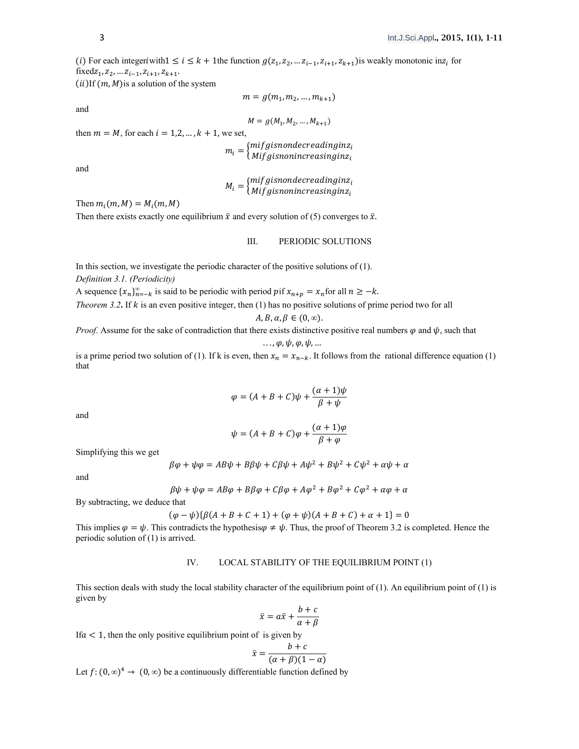$(i)$ For each integer $i$ with $1 \leq i \leq k+1$ the function $g(z_1, z_2, \ldots z_{i-1}, z_{i+1}, z_{k+1})$ is weakly monotonic in $z_i$ for fixed $z_1, z_2, \ldots z_{i-1}, z_{i+1}, z_{k+1}$.

$(ii)$ If $(m, M)$ is a solution of the system

$$m = g(m_1, m_2, \ldots, m_{k+1})$$

and

$$M = g(M_1, M_2, \ldots, M_{k+1})$$

then $m = M$, for each $i = 1,2,\ldots,k+1$, we set,

$$m_i = \begin{cases} m if g is nondecreading in z_i \\ M if g is nonincreasing in z_i \end{cases}$$

and

$$M_i = \begin{cases} m if g is nondecreading in z_i \\ M if g is nonincreasing in z_i \end{cases}$$

Then $m_i(m, M) = M_i(m, M)$

Then there exists exactly one equilibrium $\bar{x}$ and every solution of (5) converges to $\bar{x}$.

## III. PERIODIC SOLUTIONS

In this section, we investigate the periodic character of the positive solutions of (1).

*Definition 3.1. (Periodicity)*

A sequence $\{x_n\}_{n=-k}^{\infty}$ is said to be periodic with period $p$ if $x_{n+p} = x_n$ for all $n \geq -k$.

*Theorem 3.2***.** If $k$ is an even positive integer, then (1) has no positive solutions of prime period two for all

$$A, B, \alpha, \beta \in (0, \infty).$$

*Proof.* Assume for the sake of contradiction that there exists distinctive positive real numbers $\varphi$ and $\psi$, such that

$$\ldots, \varphi, \psi, \varphi, \psi, \ldots$$

is a prime period two solution of (1). If k is even, then $x_n = x_{n-k}$. It follows from the rational difference equation (1) that

$$\varphi = (A + B + C)\psi + \frac{(\alpha + 1)\psi}{\beta + \psi}$$

and

$$\psi = (A + B + C)\varphi + \frac{(\alpha + 1)\varphi}{\beta + \varphi}$$

Simplifying this we get

$$\beta\varphi + \psi\varphi = AB\psi + B\beta\psi + C\beta\psi + A\psi^2 + B\psi^2 + C\psi^2 + \alpha\psi + \alpha$$

and

$$\beta\psi + \psi\varphi = AB\varphi + B\beta\varphi + C\beta\varphi + A\varphi^2 + B\varphi^2 + C\varphi^2 + \alpha\varphi + \alpha$$

By subtracting, we deduce that

$$(\varphi - \psi)\{\beta(A + B + C + 1) + (\varphi + \psi)(A + B + C) + \alpha + 1\} = 0$$

This implies $\varphi = \psi$. This contradicts the hypothesis $\varphi \neq \psi$. Thus, the proof of Theorem 3.2 is completed. Hence the periodic solution of (1) is arrived.

## IV. LOCAL STABILITY OF THE EQUILIBRIUM POINT (1)

This section deals with study the local stability character of the equilibrium point of (1). An equilibrium point of (1) is given by

$$\bar{x} = a\bar{x} + \frac{b + c}{\alpha + \beta}$$

If $a < 1$, then the only positive equilibrium point of is given by

$$\bar{x} = \frac{b + c}{(\alpha + \beta)(1 - \alpha)}$$

Let $f: (0, \infty)^4 \rightarrow (0, \infty)$ be a continuously differentiable function defined by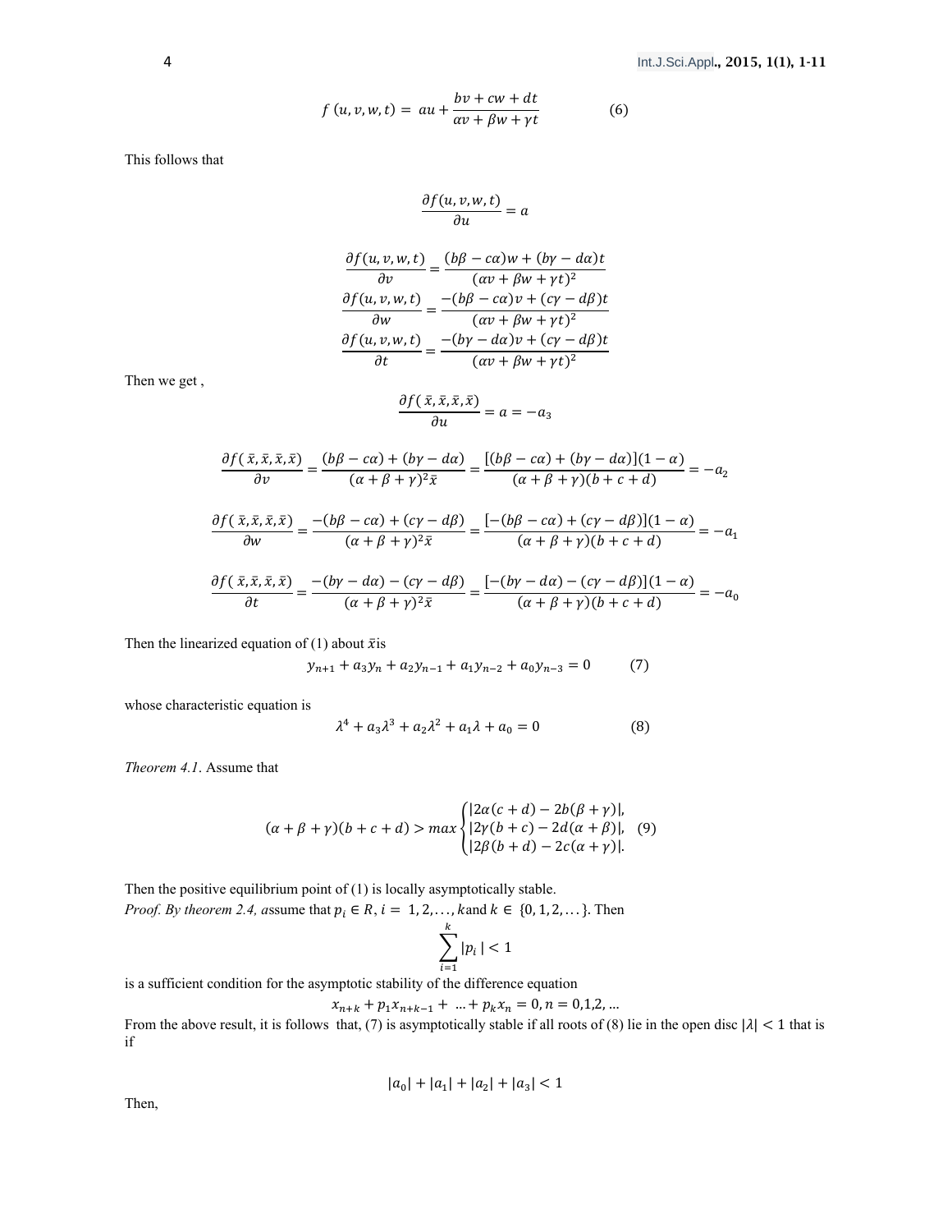$$f(u,v,w,t) = au + \frac{bv + cw + dt}{\alpha v + \beta w + \gamma t} \qquad (6)$$

This follows that

$$\frac{\partial f(u,v,w,t)}{\partial u} = a$$

$$\frac{\partial f(u,v,w,t)}{\partial v} = \frac{(b\beta - c\alpha)w + (b\gamma - d\alpha)t}{(\alpha v + \beta w + \gamma t)^2}$$

$$\frac{\partial f(u,v,w,t)}{\partial w} = \frac{-(b\beta - c\alpha)v + (c\gamma - d\beta)t}{(\alpha v + \beta w + \gamma t)^2}$$

$$\frac{\partial f(u,v,w,t)}{\partial t} = \frac{-(b\gamma - d\alpha)v + (c\gamma - d\beta)t}{(\alpha v + \beta w + \gamma t)^2}$$

Then we get ,

$$\frac{\partial f(\bar{x},\bar{x},\bar{x},\bar{x})}{\partial u} = a = -a_3$$

$$\frac{\partial f(\bar{x},\bar{x},\bar{x},\bar{x})}{\partial v} = \frac{(b\beta - c\alpha) + (b\gamma - d\alpha)}{(\alpha + \beta + \gamma)^2 \bar{x}} = \frac{[(b\beta - c\alpha) + (b\gamma - d\alpha)](1-\alpha)}{(\alpha + \beta + \gamma)(b + c + d)} = -a_2$$

$$\frac{\partial f(\bar{x},\bar{x},\bar{x},\bar{x})}{\partial w} = \frac{-(b\beta - c\alpha) + (c\gamma - d\beta)}{(\alpha + \beta + \gamma)^2 \bar{x}} = \frac{[-(b\beta - c\alpha) + (c\gamma - d\beta)](1-\alpha)}{(\alpha + \beta + \gamma)(b + c + d)} = -a_1$$

$$\frac{\partial f(\bar{x},\bar{x},\bar{x},\bar{x})}{\partial t} = \frac{-(b\gamma - d\alpha) - (c\gamma - d\beta)}{(\alpha + \beta + \gamma)^2 \bar{x}} = \frac{[-(b\gamma - d\alpha) - (c\gamma - d\beta)](1-\alpha)}{(\alpha + \beta + \gamma)(b + c + d)} = -a_0$$

Then the linearized equation of (1) about $\bar{x}$is

$$y_{n+1} + a_3 y_n + a_2 y_{n-1} + a_1 y_{n-2} + a_0 y_{n-3} = 0 \qquad (7)$$

whose characteristic equation is

$$\lambda^4 + a_3\lambda^3 + a_2\lambda^2 + a_1\lambda + a_0 = 0 \qquad (8)$$

*Theorem 4.1*. Assume that

$$(\alpha + \beta + \gamma)(b + c + d) > max \begin{cases} |2\alpha(c+d) - 2b(\beta+\gamma)|, \\ |2\gamma(b+c) - 2d(\alpha+\beta)|, \\ |2\beta(b+d) - 2c(\alpha+\gamma)|. \end{cases} \quad (9)$$

Then the positive equilibrium point of (1) is locally asymptotically stable.

*Proof. By theorem 2.4, a*ssume that $p_i \in R,\ i = 1, 2, \ldots, k$and $k \in \{0, 1, 2, \ldots\}$. Then

$$\sum_{i=1}^{k} |p_i| < 1$$

is a sufficient condition for the asymptotic stability of the difference equation

$$x_{n+k} + p_1 x_{n+k-1} + \ldots + p_k x_n = 0, n = 0,1,2, \ldots$$

From the above result, it is follows that, (7) is asymptotically stable if all roots of (8) lie in the open disc $|\lambda| < 1$ that is if

$$|a_0| + |a_1| + |a_2| + |a_3| < 1$$

Then,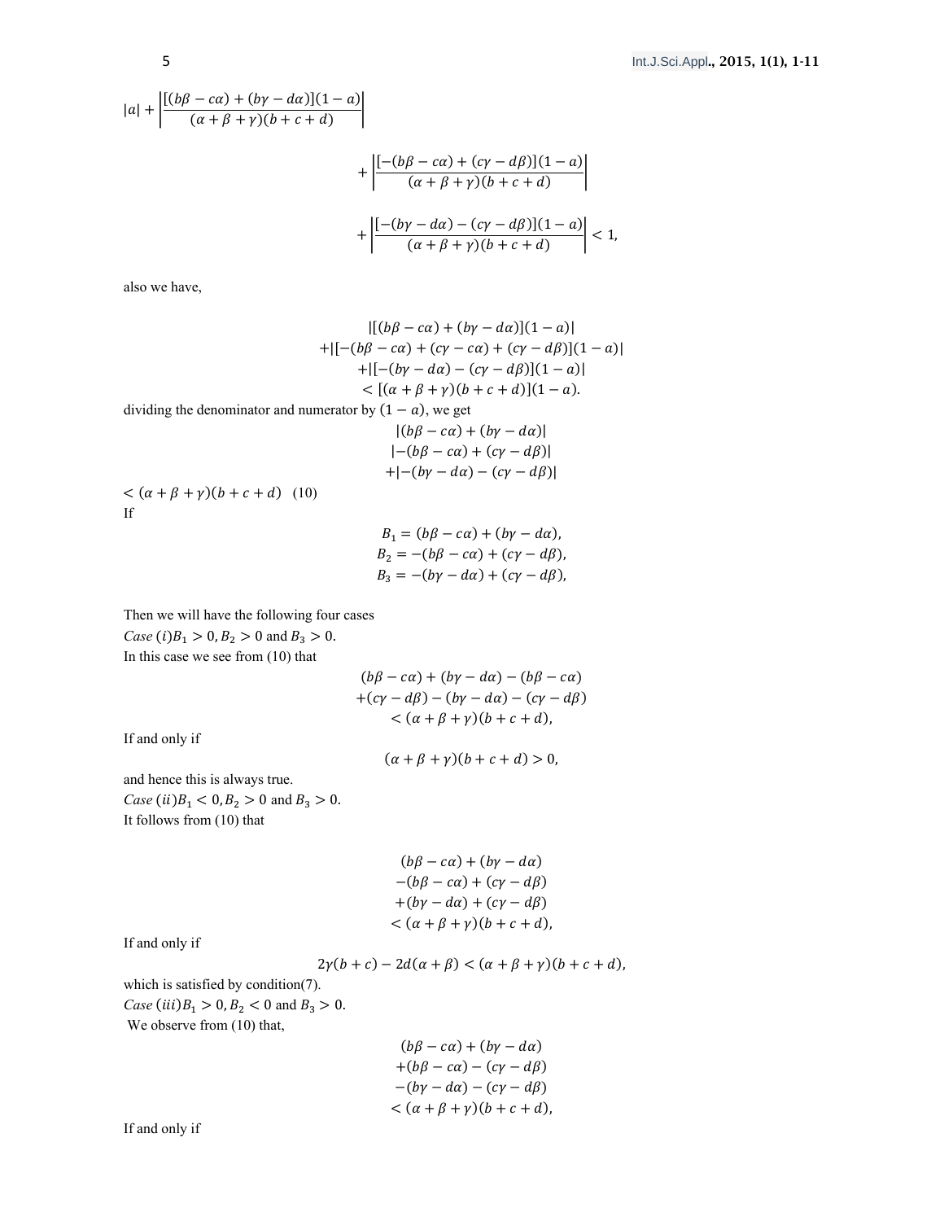$$|a| + \left|\frac{[(b\beta - c\alpha) + (b\gamma - d\alpha)](1-a)}{(\alpha+\beta+\gamma)(b+c+d)}\right|$$

$$+ \left|\frac{[-(b\beta - c\alpha) + (c\gamma - d\beta)](1-a)}{(\alpha+\beta+\gamma)(b+c+d)}\right|$$

$$+ \left|\frac{[-(b\gamma - d\alpha) - (c\gamma - d\beta)](1-a)}{(\alpha+\beta+\gamma)(b+c+d)}\right| < 1,$$

also we have,

$$\begin{gathered}
|[(b\beta - c\alpha) + (b\gamma - d\alpha)](1-a)| \\
+|[-(b\beta - c\alpha) + (c\gamma - c\alpha) + (c\gamma - d\beta)](1-a)| \\
+|[-(b\gamma - d\alpha) - (c\gamma - d\beta)](1-a)| \\
< [(\alpha+\beta+\gamma)(b+c+d)](1-a).
\end{gathered}$$

dividing the denominator and numerator by $(1-a)$, we get

$$\begin{gathered}
|(b\beta - c\alpha) + (b\gamma - d\alpha)| \\
|-(b\beta - c\alpha) + (c\gamma - d\beta)| \\
+|-(b\gamma - d\alpha) - (c\gamma - d\beta)|
\end{gathered}$$

$< (\alpha+\beta+\gamma)(b+c+d)$ (10)

If

$$\begin{gathered}
B_1 = (b\beta - c\alpha) + (b\gamma - d\alpha), \\
B_2 = -(b\beta - c\alpha) + (c\gamma - d\beta), \\
B_3 = -(b\gamma - d\alpha) + (c\gamma - d\beta),
\end{gathered}$$

Then we will have the following four cases

*Case (i)* $B_1 > 0, B_2 > 0$ and $B_3 > 0$.

In this case we see from (10) that

$$\begin{gathered}
(b\beta - c\alpha) + (b\gamma - d\alpha) - (b\beta - c\alpha) \\
+(c\gamma - d\beta) - (b\gamma - d\alpha) - (c\gamma - d\beta) \\
< (\alpha+\beta+\gamma)(b+c+d),
\end{gathered}$$

If and only if

$$(\alpha+\beta+\gamma)(b+c+d) > 0,$$

and hence this is always true.

*Case (ii)* $B_1 < 0, B_2 > 0$ and $B_3 > 0$.

It follows from (10) that

$$\begin{gathered}
(b\beta - c\alpha) + (b\gamma - d\alpha) \\
-(b\beta - c\alpha) + (c\gamma - d\beta) \\
+(b\gamma - d\alpha) + (c\gamma - d\beta) \\
< (\alpha+\beta+\gamma)(b+c+d),
\end{gathered}$$

If and only if

$$2\gamma(b+c) - 2d(\alpha+\beta) < (\alpha+\beta+\gamma)(b+c+d),$$

which is satisfied by condition(7).

*Case (iii)* $B_1 > 0, B_2 < 0$ and $B_3 > 0$.

We observe from (10) that,

$$\begin{gathered}
(b\beta - c\alpha) + (b\gamma - d\alpha) \\
+(b\beta - c\alpha) - (c\gamma - d\beta) \\
-(b\gamma - d\alpha) - (c\gamma - d\beta) \\
< (\alpha+\beta+\gamma)(b+c+d),
\end{gathered}$$

If and only if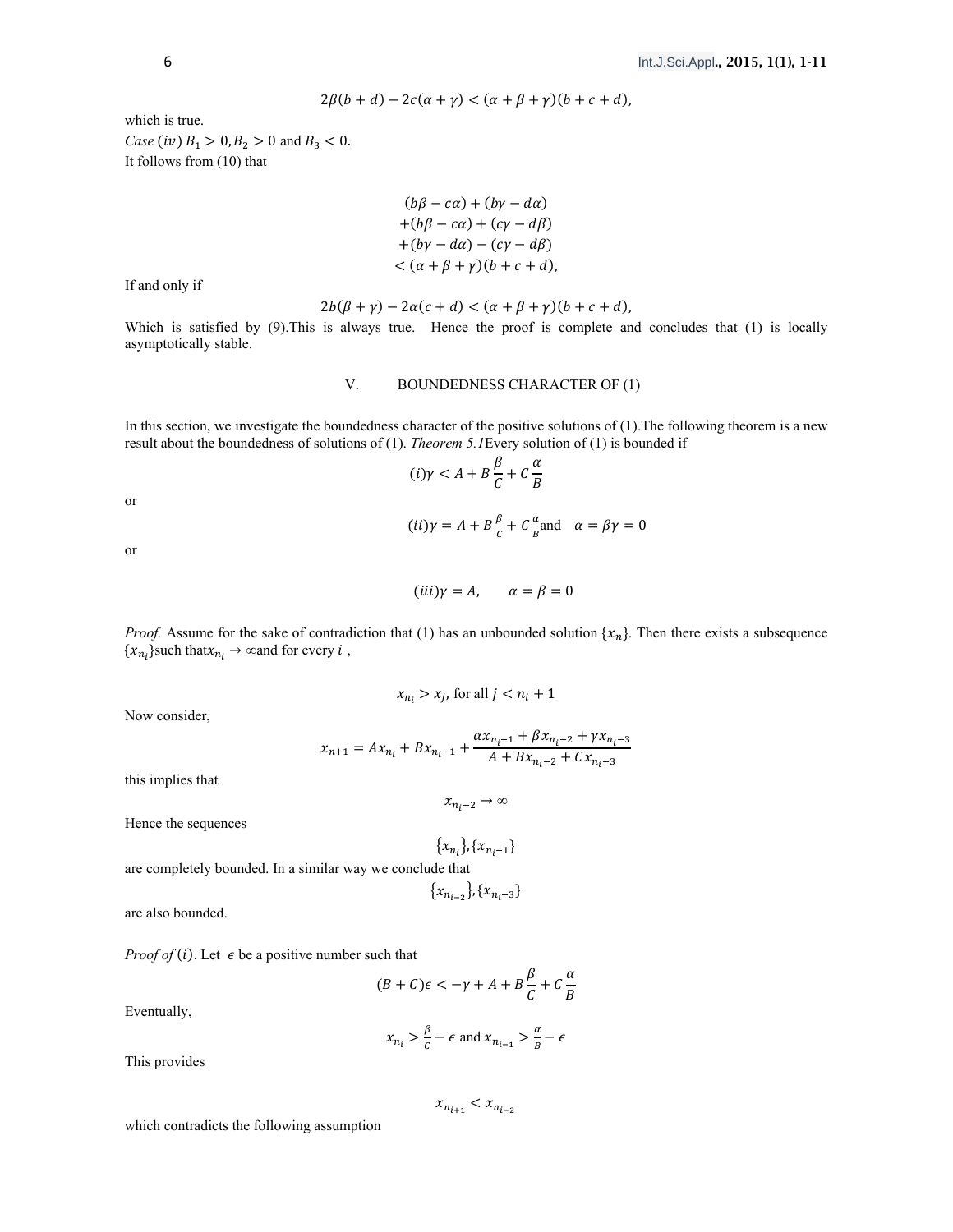$$2\beta(b+d) - 2c(\alpha+\gamma) < (\alpha+\beta+\gamma)(b+c+d),$$

which is true.

*Case* $(iv)$ $B_1 > 0, B_2 > 0$ and $B_3 < 0$.

It follows from (10) that

$$\begin{aligned} &(b\beta - c\alpha) + (b\gamma - d\alpha) \\ &+(b\beta - c\alpha) + (c\gamma - d\beta) \\ &+(b\gamma - d\alpha) - (c\gamma - d\beta) \\ &< (\alpha+\beta+\gamma)(b+c+d), \end{aligned}$$

If and only if

$$2b(\beta+\gamma) - 2\alpha(c+d) < (\alpha+\beta+\gamma)(b+c+d),$$

Which is satisfied by (9).This is always true. Hence the proof is complete and concludes that (1) is locally asymptotically stable.

## V. BOUNDEDNESS CHARACTER OF (1)

In this section, we investigate the boundedness character of the positive solutions of (1).The following theorem is a new result about the boundedness of solutions of (1). *Theorem 5.1*Every solution of (1) is bounded if

$$(i)\gamma < A + B\frac{\beta}{C} + C\frac{\alpha}{B}$$

or

$$(ii)\gamma = A + B\frac{\beta}{C} + C\frac{\alpha}{B} \text{and} \quad \alpha = \beta\gamma = 0$$

or

$$(iii)\gamma = A, \qquad \alpha = \beta = 0$$

*Proof.* Assume for the sake of contradiction that (1) has an unbounded solution $\{x_n\}$. Then there exists a subsequence $\{x_{n_i}\}$such that$x_{n_i} \to \infty$and for every $i$ ,

$$x_{n_i} > x_j, \text{ for all } j < n_i + 1$$

Now consider,

$$x_{n+1} = Ax_{n_i} + Bx_{n_i-1} + \frac{\alpha x_{n_i-1} + \beta x_{n_i-2} + \gamma x_{n_i-3}}{A + Bx_{n_i-2} + Cx_{n_i-3}}$$

this implies that

$$x_{n_i-2} \to \infty$$

Hence the sequences

$$\{x_{n_i}\}, \{x_{n_i-1}\}$$

are completely bounded. In a similar way we conclude that

$$\{x_{n_{i-2}}\}, \{x_{n_i-3}\}$$

are also bounded.

*Proof of* $(i)$. Let $\epsilon$ be a positive number such that

$$(B+C)\epsilon < -\gamma + A + B\frac{\beta}{C} + C\frac{\alpha}{B}$$

Eventually,

$$x_{n_i} > \frac{\beta}{C} - \epsilon \text{ and } x_{n_{i-1}} > \frac{\alpha}{B} - \epsilon$$

This provides

$$x_{n_{i+1}} < x_{n_{i-2}}$$

which contradicts the following assumption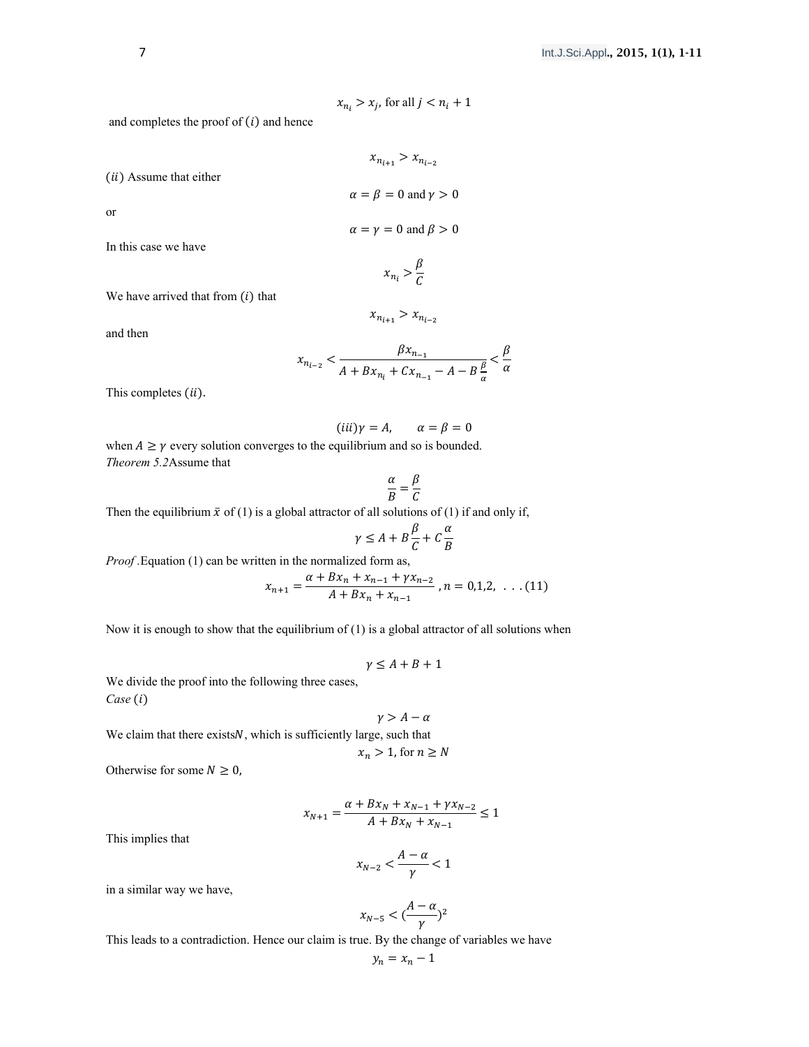$$x_{n_i} > x_j, \text{ for all } j < n_i + 1$$

and completes the proof of $(i)$ and hence

$$x_{n_{i+1}} > x_{n_{i-2}}$$

$(ii)$ Assume that either

$$\alpha = \beta = 0 \text{ and } \gamma > 0$$

or

$$\alpha = \gamma = 0 \text{ and } \beta > 0$$

In this case we have

$$x_{n_i} > \frac{\beta}{C}$$

We have arrived that from $(i)$ that

$$x_{n_{i+1}} > x_{n_{i-2}}$$

and then

$$x_{n_{i-2}} < \frac{\beta x_{n_{-1}}}{A + Bx_{n_i} + Cx_{n_{-1}} - A - B\frac{\beta}{\alpha}} < \frac{\beta}{\alpha}$$

This completes $(ii)$.

$$(iii) \gamma = A, \qquad \alpha = \beta = 0$$

when $A \geq \gamma$ every solution converges to the equilibrium and so is bounded.

*Theorem 5.2* Assume that

$$\frac{\alpha}{B} = \frac{\beta}{C}$$

Then the equilibrium $\bar{x}$ of (1) is a global attractor of all solutions of (1) if and only if,

$$\gamma \leq A + B\frac{\beta}{C} + C\frac{\alpha}{B}$$

*Proof*. Equation (1) can be written in the normalized form as,

$$x_{n+1} = \frac{\alpha + Bx_n + x_{n-1} + \gamma x_{n-2}}{A + Bx_n + x_{n-1}}, n = 0,1,2, \ \ldots (11)$$

Now it is enough to show that the equilibrium of (1) is a global attractor of all solutions when

$$\gamma \leq A + B + 1$$

We divide the proof into the following three cases,

*Case* $(i)$

$$\gamma > A - \alpha$$

We claim that there exists $N$, which is sufficiently large, such that

$$x_n > 1, \text{ for } n \geq N$$

Otherwise for some $N \geq 0$,

$$x_{N+1} = \frac{\alpha + Bx_N + x_{N-1} + \gamma x_{N-2}}{A + Bx_N + x_{N-1}} \leq 1$$

This implies that

$$x_{N-2} < \frac{A - \alpha}{\gamma} < 1$$

in a similar way we have,

$$x_{N-5} < \left(\frac{A - \alpha}{\gamma}\right)^2$$

This leads to a contradiction. Hence our claim is true. By the change of variables we have

$$y_n = x_n - 1$$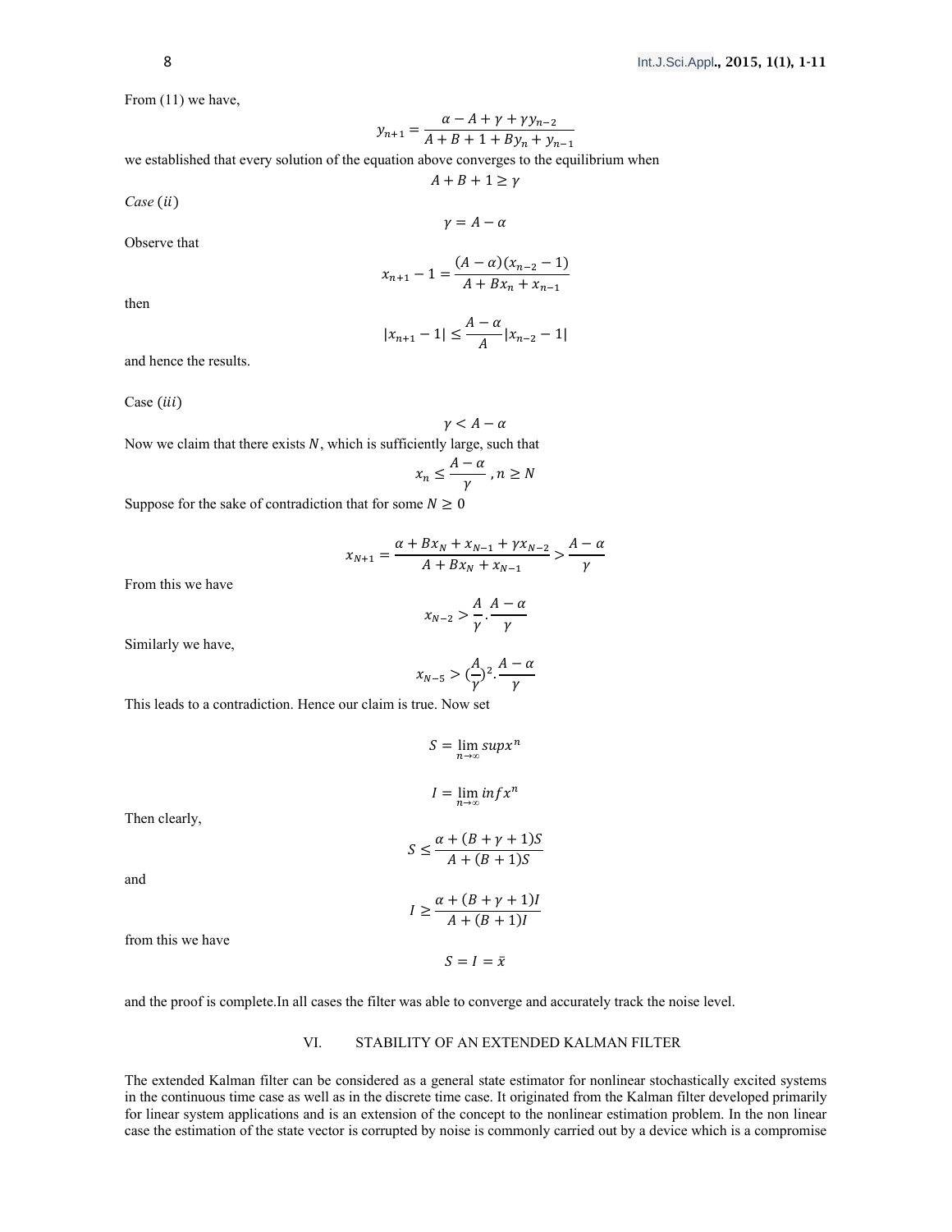From (11) we have,

$$y_{n+1} = \frac{\alpha - A + \gamma + \gamma y_{n-2}}{A + B + 1 + By_n + y_{n-1}}$$

we established that every solution of the equation above converges to the equilibrium when

$$A + B + 1 \geq \gamma$$

*Case* $(ii)$

$$\gamma = A - \alpha$$

Observe that

$$x_{n+1} - 1 = \frac{(A - \alpha)(x_{n-2} - 1)}{A + Bx_n + x_{n-1}}$$

then

$$|x_{n+1} - 1| \leq \frac{A - \alpha}{A} |x_{n-2} - 1|$$

and hence the results.

Case $(iii)$

$$\gamma < A - \alpha$$

Now we claim that there exists $N$, which is sufficiently large, such that

$$x_n \leq \frac{A - \alpha}{\gamma}, n \geq N$$

Suppose for the sake of contradiction that for some $N \geq 0$

$$x_{N+1} = \frac{\alpha + Bx_N + x_{N-1} + \gamma x_{N-2}}{A + Bx_N + x_{N-1}} > \frac{A - \alpha}{\gamma}$$

From this we have

$$x_{N-2} > \frac{A}{\gamma} . \frac{A - \alpha}{\gamma}$$

Similarly we have,

$$x_{N-5} > (\frac{A}{\gamma})^2 . \frac{A - \alpha}{\gamma}$$

This leads to a contradiction. Hence our claim is true. Now set

$$S = \lim_{n \to \infty} sup x^n$$

$$I = \lim_{n \to \infty} inf x^n$$

Then clearly,

$$S \leq \frac{\alpha + (B + \gamma + 1)S}{A + (B + 1)S}$$

and

$$I \geq \frac{\alpha + (B + \gamma + 1)I}{A + (B + 1)I}$$

from this we have

$$S = I = \bar{x}$$

and the proof is complete.In all cases the filter was able to converge and accurately track the noise level.

## VI. STABILITY OF AN EXTENDED KALMAN FILTER

The extended Kalman filter can be considered as a general state estimator for nonlinear stochastically excited systems in the continuous time case as well as in the discrete time case. It originated from the Kalman filter developed primarily for linear system applications and is an extension of the concept to the nonlinear estimation problem. In the non linear case the estimation of the state vector is corrupted by noise is commonly carried out by a device which is a compromise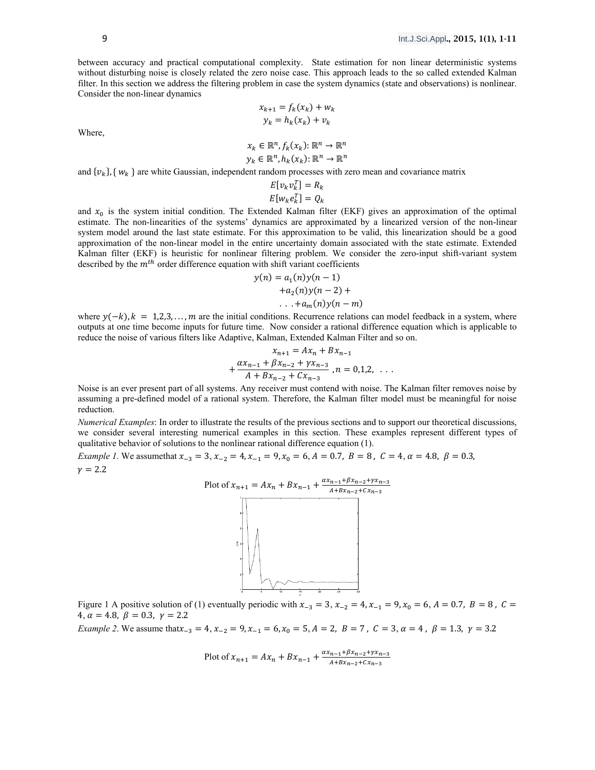between accuracy and practical computational complexity. State estimation for non linear deterministic systems without disturbing noise is closely related the zero noise case. This approach leads to the so called extended Kalman filter. In this section we address the filtering problem in case the system dynamics (state and observations) is nonlinear. Consider the non-linear dynamics

$$x_{k+1} = f_k(x_k) + w_k$$
$$y_k = h_k(x_k) + v_k$$

Where,

$$x_k \in \mathbb{R}^n, f_k(x_k): \mathbb{R}^n \to \mathbb{R}^n$$
$$y_k \in \mathbb{R}^n, h_k(x_k): \mathbb{R}^n \to \mathbb{R}^n$$

and $\{v_k\}, \{w_k\}$ are white Gaussian, independent random processes with zero mean and covariance matrix

$$E[v_k v_k^T] = R_k$$
$$E[w_k e_k^T] = Q_k$$

and $x_0$ is the system initial condition. The Extended Kalman filter (EKF) gives an approximation of the optimal estimate. The non-linearities of the systems' dynamics are approximated by a linearized version of the non-linear system model around the last state estimate. For this approximation to be valid, this linearization should be a good approximation of the non-linear model in the entire uncertainty domain associated with the state estimate. Extended Kalman filter (EKF) is heuristic for nonlinear filtering problem. We consider the zero-input shift-variant system described by the $m^{th}$ order difference equation with shift variant coefficients

$$y(n) = a_1(n)y(n-1) + a_2(n)y(n-2) + \ldots + a_m(n)y(n-m)$$

where $y(-k), k = 1,2,3,\ldots,m$ are the initial conditions. Recurrence relations can model feedback in a system, where outputs at one time become inputs for future time. Now consider a rational difference equation which is applicable to reduce the noise of various filters like Adaptive, Kalman, Extended Kalman Filter and so on.

$$x_{n+1} = Ax_n + Bx_{n-1} + \frac{\alpha x_{n-1} + \beta x_{n-2} + \gamma x_{n-3}}{A + Bx_{n-2} + Cx_{n-3}}, n = 0,1,2, \ldots$$

Noise is an ever present part of all systems. Any receiver must contend with noise. The Kalman filter removes noise by assuming a pre-defined model of a rational system. Therefore, the Kalman filter model must be meaningful for noise reduction.

*Numerical Examples*: In order to illustrate the results of the previous sections and to support our theoretical discussions, we consider several interesting numerical examples in this section. These examples represent different types of qualitative behavior of solutions to the nonlinear rational difference equation (1).

*Example 1.* We assumethat $x_{-3} = 3, x_{-2} = 4, x_{-1} = 9, x_0 = 6, A = 0.7, B = 8, C = 4, \alpha = 4.8, \beta = 0.3, \gamma = 2.2$

Plot of $x_{n+1} = Ax_n + Bx_{n-1} + \frac{\alpha x_{n-1} + \beta x_{n-2} + \gamma x_{n-3}}{A + Bx_{n-2} + Cx_{n-3}}$

Figure 1 A positive solution of (1) eventually periodic with $x_{-3} = 3, x_{-2} = 4, x_{-1} = 9, x_0 = 6, A = 0.7, B = 8, C = 4, \alpha = 4.8, \beta = 0.3, \gamma = 2.2$

*Example 2.* We assume that$x_{-3} = 4, x_{-2} = 9, x_{-1} = 6, x_0 = 5, A = 2, B = 7, C = 3, \alpha = 4, \beta = 1.3, \gamma = 3.2$

Plot of $x_{n+1} = Ax_n + Bx_{n-1} + \frac{\alpha x_{n-1} + \beta x_{n-2} + \gamma x_{n-3}}{A + Bx_{n-2} + Cx_{n-3}}$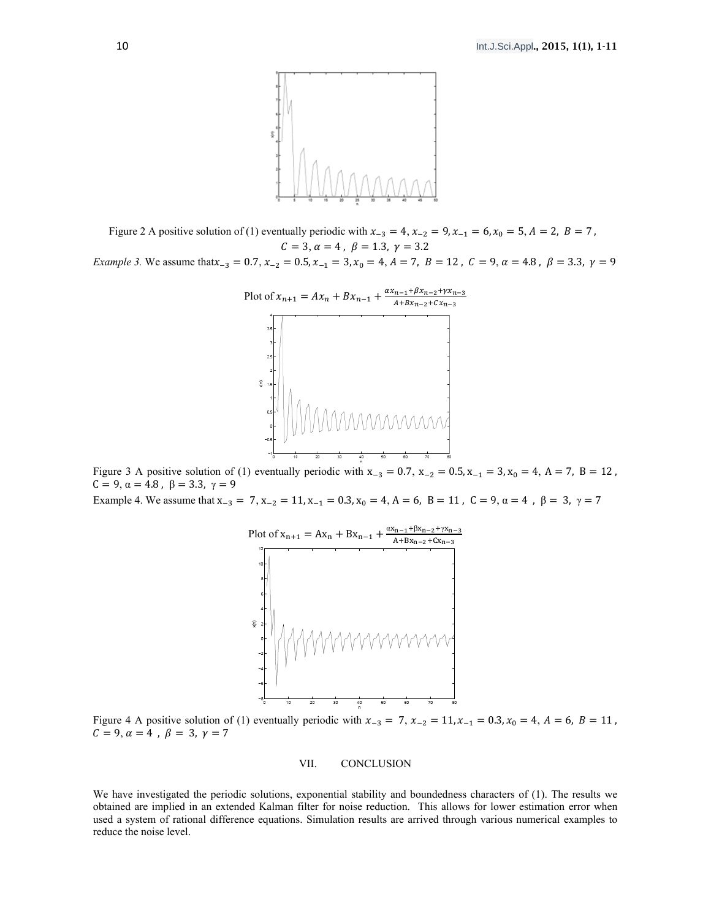Figure 2 A positive solution of (1) eventually periodic with $x_{-3} = 4, x_{-2} = 9, x_{-1} = 6, x_0 = 5, A = 2, B = 7, C = 3, \alpha = 4, \beta = 1.3, \gamma = 3.2$

*Example 3.* We assume that $x_{-3} = 0.7, x_{-2} = 0.5, x_{-1} = 3, x_0 = 4, A = 7, B = 12, C = 9, \alpha = 4.8, \beta = 3.3, \gamma = 9$

Plot of $x_{n+1} = Ax_n + Bx_{n-1} + \frac{\alpha x_{n-1} + \beta x_{n-2} + \gamma x_{n-3}}{A + Bx_{n-2} + Cx_{n-3}}$

Figure 3 A positive solution of (1) eventually periodic with $x_{-3} = 0.7, x_{-2} = 0.5, x_{-1} = 3, x_0 = 4, A = 7, B = 12, C = 9, \alpha = 4.8, \beta = 3.3, \gamma = 9$

Example 4. We assume that $x_{-3} = 7, x_{-2} = 11, x_{-1} = 0.3, x_0 = 4, A = 6, B = 11, C = 9, \alpha = 4, \beta = 3, \gamma = 7$

Plot of $x_{n+1} = Ax_n + Bx_{n-1} + \frac{\alpha x_{n-1} + \beta x_{n-2} + \gamma x_{n-3}}{A + Bx_{n-2} + Cx_{n-3}}$

Figure 4 A positive solution of (1) eventually periodic with $x_{-3} = 7, x_{-2} = 11, x_{-1} = 0.3, x_0 = 4, A = 6, B = 11, C = 9, \alpha = 4, \beta = 3, \gamma = 7$

## VII. CONCLUSION

We have investigated the periodic solutions, exponential stability and boundedness characters of (1). The results we obtained are implied in an extended Kalman filter for noise reduction. This allows for lower estimation error when used a system of rational difference equations. Simulation results are arrived through various numerical examples to reduce the noise level.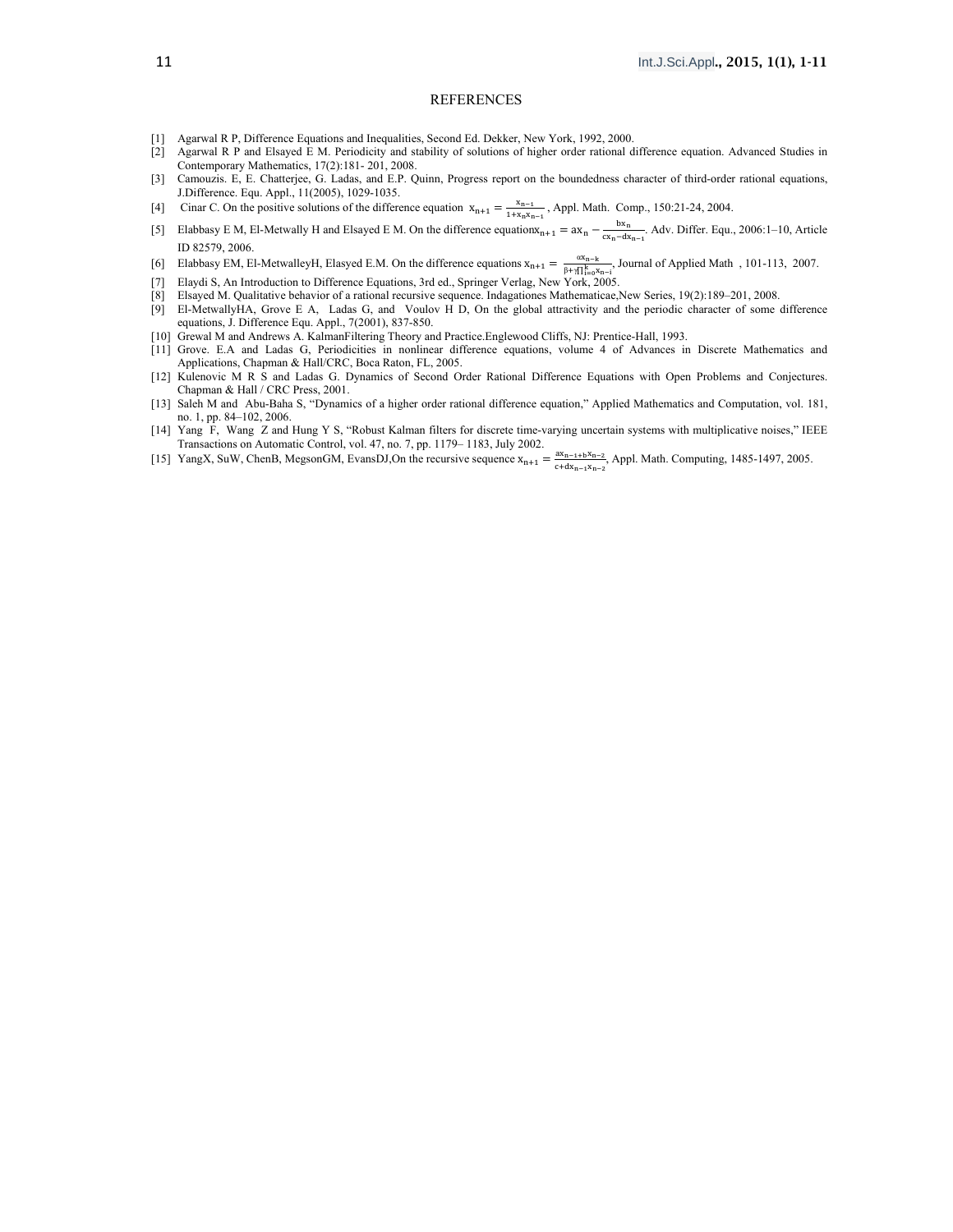# REFERENCES

[1] Agarwal R P, Difference Equations and Inequalities, Second Ed. Dekker, New York, 1992, 2000.

[2] Agarwal R P and Elsayed E M. Periodicity and stability of solutions of higher order rational difference equation. Advanced Studies in Contemporary Mathematics, 17(2):181- 201, 2008.

[3] Camouzis. E, E. Chatterjee, G. Ladas, and E.P. Quinn, Progress report on the boundedness character of third-order rational equations, J.Difference. Equ. Appl., 11(2005), 1029-1035.

[4] Cinar C. On the positive solutions of the difference equation $x_{n+1} = \frac{x_{n-1}}{1+x_n x_{n-1}}$, Appl. Math. Comp., 150:21-24, 2004.

[5] Elabbasy E M, El-Metwally H and Elsayed E M. On the difference equation $x_{n+1} = ax_n - \frac{bx_n}{cx_n - dx_{n-1}}$. Adv. Differ. Equ., 2006:1–10, Article ID 82579, 2006.

[6] Elabbasy EM, El-MetwalleyH, Elasyed E.M. On the difference equations $x_{n+1} = \frac{\alpha x_{n-k}}{\beta+\gamma\prod_{i=0}^{k} x_{n-i}}$, Journal of Applied Math , 101-113, 2007.

[7] Elaydi S, An Introduction to Difference Equations, 3rd ed., Springer Verlag, New York, 2005.

[8] Elsayed M. Qualitative behavior of a rational recursive sequence. Indagationes Mathematicae,New Series, 19(2):189–201, 2008.

[9] El-MetwallyHA, Grove E A, Ladas G, and Voulov H D, On the global attractivity and the periodic character of some difference equations, J. Difference Equ. Appl., 7(2001), 837-850.

[10] Grewal M and Andrews A. KalmanFiltering Theory and Practice.Englewood Cliffs, NJ: Prentice-Hall, 1993.

[11] Grove. E.A and Ladas G, Periodicities in nonlinear difference equations, volume 4 of Advances in Discrete Mathematics and Applications, Chapman & Hall/CRC, Boca Raton, FL, 2005.

[12] Kulenovic M R S and Ladas G. Dynamics of Second Order Rational Difference Equations with Open Problems and Conjectures. Chapman & Hall / CRC Press, 2001.

[13] Saleh M and Abu-Baha S, "Dynamics of a higher order rational difference equation," Applied Mathematics and Computation, vol. 181, no. 1, pp. 84–102, 2006.

[14] Yang F, Wang Z and Hung Y S, "Robust Kalman filters for discrete time-varying uncertain systems with multiplicative noises," IEEE Transactions on Automatic Control, vol. 47, no. 7, pp. 1179– 1183, July 2002.

[15] YangX, SuW, ChenB, MegsonGM, EvansDJ,On the recursive sequence $x_{n+1} = \frac{ax_{n-1}+bx_{n-2}}{c+dx_{n-1}x_{n-2}}$, Appl. Math. Computing, 1485-1497, 2005.